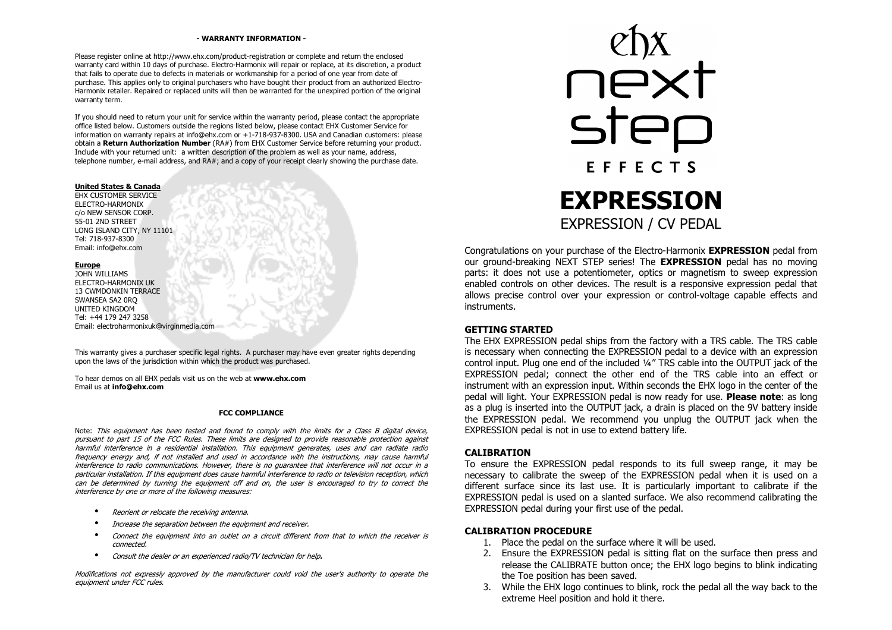**- WARRANTY INFORMATION -**

Please register online at http://www.ehx.com/product-registration or complete and return the enclosed warranty card within 10 days of purchase. Electro-Harmonix will repair or replace, at its discretion, a product that fails to operate due to defects in materials or workmanship for a period of one year from date of purchase. This applies only to original purchasers who have bought their product from an authorized Electro-Harmonix retailer. Repaired or replaced units will then be warranted for the unexpired portion of the original warranty term.

If you should need to return your unit for service within the warranty period, please contact the appropriate office listed below. Customers outside the regions listed below, please contact EHX Customer Service for information on warranty repairs at info@ehx.com or +1-718-937-8300. USA and Canadian customers: please obtain a **Return Authorization Number** (RA#) from EHX Customer Service before returning your product. Include with your returned unit: a written description of the problem as well as your name, address, telephone number, e-mail address, and RA#; and a copy of your receipt clearly showing the purchase date.

**United States & Canada**
EHX CUSTOMER SERVICE
ELECTRO-HARMONIX
c/o NEW SENSOR CORP.
55-01 2ND STREET
LONG ISLAND CITY, NY 11101
Tel: 718-937-8300
Email: info@ehx.com

**Europe**
JOHN WILLIAMS
ELECTRO-HARMONIX UK
13 CWMDONKIN TERRACE
SWANSEA SA2 0RQ
UNITED KINGDOM
Tel: +44 179 247 3258
Email: electroharmonixuk@virginmedia.com

This warranty gives a purchaser specific legal rights. A purchaser may have even greater rights depending upon the laws of the jurisdiction within which the product was purchased.

To hear demos on all EHX pedals visit us on the web at **www.ehx.com**
Email us at **info@ehx.com**

**FCC COMPLIANCE**

Note: *This equipment has been tested and found to comply with the limits for a Class B digital device, pursuant to part 15 of the FCC Rules. These limits are designed to provide reasonable protection against harmful interference in a residential installation. This equipment generates, uses and can radiate radio frequency energy and, if not installed and used in accordance with the instructions, may cause harmful interference to radio communications. However, there is no guarantee that interference will not occur in a particular installation. If this equipment does cause harmful interference to radio or television reception, which can be determined by turning the equipment off and on, the user is encouraged to try to correct the interference by one or more of the following measures:*

- *Reorient or relocate the receiving antenna.*
- *Increase the separation between the equipment and receiver.*
- *Connect the equipment into an outlet on a circuit different from that to which the receiver is connected.*
- *Consult the dealer or an experienced radio/TV technician for help.*

*Modifications not expressly approved by the manufacturer could void the user's authority to operate the equipment under FCC rules.*

ehx next step EFFECTS

# EXPRESSION

## EXPRESSION / CV PEDAL

Congratulations on your purchase of the Electro-Harmonix **EXPRESSION** pedal from our ground-breaking NEXT STEP series! The **EXPRESSION** pedal has no moving parts: it does not use a potentiometer, optics or magnetism to sweep expression enabled controls on other devices. The result is a responsive expression pedal that allows precise control over your expression or control-voltage capable effects and instruments.

### GETTING STARTED

The EHX EXPRESSION pedal ships from the factory with a TRS cable. The TRS cable is necessary when connecting the EXPRESSION pedal to a device with an expression control input. Plug one end of the included ¼" TRS cable into the OUTPUT jack of the EXPRESSION pedal; connect the other end of the TRS cable into an effect or instrument with an expression input. Within seconds the EHX logo in the center of the pedal will light. Your EXPRESSION pedal is now ready for use. **Please note**: as long as a plug is inserted into the OUTPUT jack, a drain is placed on the 9V battery inside the EXPRESSION pedal. We recommend you unplug the OUTPUT jack when the EXPRESSION pedal is not in use to extend battery life.

### CALIBRATION

To ensure the EXPRESSION pedal responds to its full sweep range, it may be necessary to calibrate the sweep of the EXPRESSION pedal when it is used on a different surface since its last use. It is particularly important to calibrate if the EXPRESSION pedal is used on a slanted surface. We also recommend calibrating the EXPRESSION pedal during your first use of the pedal.

### CALIBRATION PROCEDURE

1. Place the pedal on the surface where it will be used.
2. Ensure the EXPRESSION pedal is sitting flat on the surface then press and release the CALIBRATE button once; the EHX logo begins to blink indicating the Toe position has been saved.
3. While the EHX logo continues to blink, rock the pedal all the way back to the extreme Heel position and hold it there.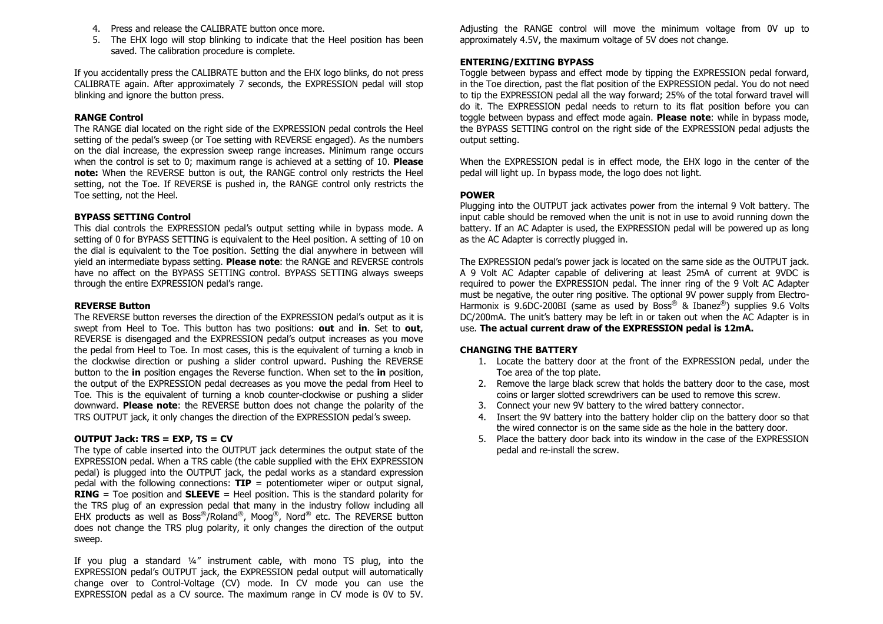4. Press and release the CALIBRATE button once more.
5. The EHX logo will stop blinking to indicate that the Heel position has been saved. The calibration procedure is complete.

If you accidentally press the CALIBRATE button and the EHX logo blinks, do not press CALIBRATE again. After approximately 7 seconds, the EXPRESSION pedal will stop blinking and ignore the button press.

**RANGE Control**

The RANGE dial located on the right side of the EXPRESSION pedal controls the Heel setting of the pedal's sweep (or Toe setting with REVERSE engaged). As the numbers on the dial increase, the expression sweep range increases. Minimum range occurs when the control is set to 0; maximum range is achieved at a setting of 10. **Please note:** When the REVERSE button is out, the RANGE control only restricts the Heel setting, not the Toe. If REVERSE is pushed in, the RANGE control only restricts the Toe setting, not the Heel.

**BYPASS SETTING Control**

This dial controls the EXPRESSION pedal's output setting while in bypass mode. A setting of 0 for BYPASS SETTING is equivalent to the Heel position. A setting of 10 on the dial is equivalent to the Toe position. Setting the dial anywhere in between will yield an intermediate bypass setting. **Please note**: the RANGE and REVERSE controls have no affect on the BYPASS SETTING control. BYPASS SETTING always sweeps through the entire EXPRESSION pedal's range.

**REVERSE Button**

The REVERSE button reverses the direction of the EXPRESSION pedal's output as it is swept from Heel to Toe. This button has two positions: **out** and **in**. Set to **out**, REVERSE is disengaged and the EXPRESSION pedal's output increases as you move the pedal from Heel to Toe. In most cases, this is the equivalent of turning a knob in the clockwise direction or pushing a slider control upward. Pushing the REVERSE button to the **in** position engages the Reverse function. When set to the **in** position, the output of the EXPRESSION pedal decreases as you move the pedal from Heel to Toe. This is the equivalent of turning a knob counter-clockwise or pushing a slider downward. **Please note**: the REVERSE button does not change the polarity of the TRS OUTPUT jack, it only changes the direction of the EXPRESSION pedal's sweep.

**OUTPUT Jack: TRS = EXP, TS = CV**

The type of cable inserted into the OUTPUT jack determines the output state of the EXPRESSION pedal. When a TRS cable (the cable supplied with the EHX EXPRESSION pedal) is plugged into the OUTPUT jack, the pedal works as a standard expression pedal with the following connections: **TIP** = potentiometer wiper or output signal, **RING** = Toe position and **SLEEVE** = Heel position. This is the standard polarity for the TRS plug of an expression pedal that many in the industry follow including all EHX products as well as Boss®/Roland®, Moog®, Nord® etc. The REVERSE button does not change the TRS plug polarity, it only changes the direction of the output sweep.

If you plug a standard ¼" instrument cable, with mono TS plug, into the EXPRESSION pedal's OUTPUT jack, the EXPRESSION pedal output will automatically change over to Control-Voltage (CV) mode. In CV mode you can use the EXPRESSION pedal as a CV source. The maximum range in CV mode is 0V to 5V. Adjusting the RANGE control will move the minimum voltage from 0V up to approximately 4.5V, the maximum voltage of 5V does not change.

**ENTERING/EXITING BYPASS**

Toggle between bypass and effect mode by tipping the EXPRESSION pedal forward, in the Toe direction, past the flat position of the EXPRESSION pedal. You do not need to tip the EXPRESSION pedal all the way forward; 25% of the total forward travel will do it. The EXPRESSION pedal needs to return to its flat position before you can toggle between bypass and effect mode again. **Please note**: while in bypass mode, the BYPASS SETTING control on the right side of the EXPRESSION pedal adjusts the output setting.

When the EXPRESSION pedal is in effect mode, the EHX logo in the center of the pedal will light up. In bypass mode, the logo does not light.

**POWER**

Plugging into the OUTPUT jack activates power from the internal 9 Volt battery. The input cable should be removed when the unit is not in use to avoid running down the battery. If an AC Adapter is used, the EXPRESSION pedal will be powered up as long as the AC Adapter is correctly plugged in.

The EXPRESSION pedal's power jack is located on the same side as the OUTPUT jack. A 9 Volt AC Adapter capable of delivering at least 25mA of current at 9VDC is required to power the EXPRESSION pedal. The inner ring of the 9 Volt AC Adapter must be negative, the outer ring positive. The optional 9V power supply from Electro-Harmonix is 9.6DC-200BI (same as used by Boss® & Ibanez®) supplies 9.6 Volts DC/200mA. The unit's battery may be left in or taken out when the AC Adapter is in use. **The actual current draw of the EXPRESSION pedal is 12mA.**

**CHANGING THE BATTERY**

1. Locate the battery door at the front of the EXPRESSION pedal, under the Toe area of the top plate.
2. Remove the large black screw that holds the battery door to the case, most coins or larger slotted screwdrivers can be used to remove this screw.
3. Connect your new 9V battery to the wired battery connector.
4. Insert the 9V battery into the battery holder clip on the battery door so that the wired connector is on the same side as the hole in the battery door.
5. Place the battery door back into its window in the case of the EXPRESSION pedal and re-install the screw.